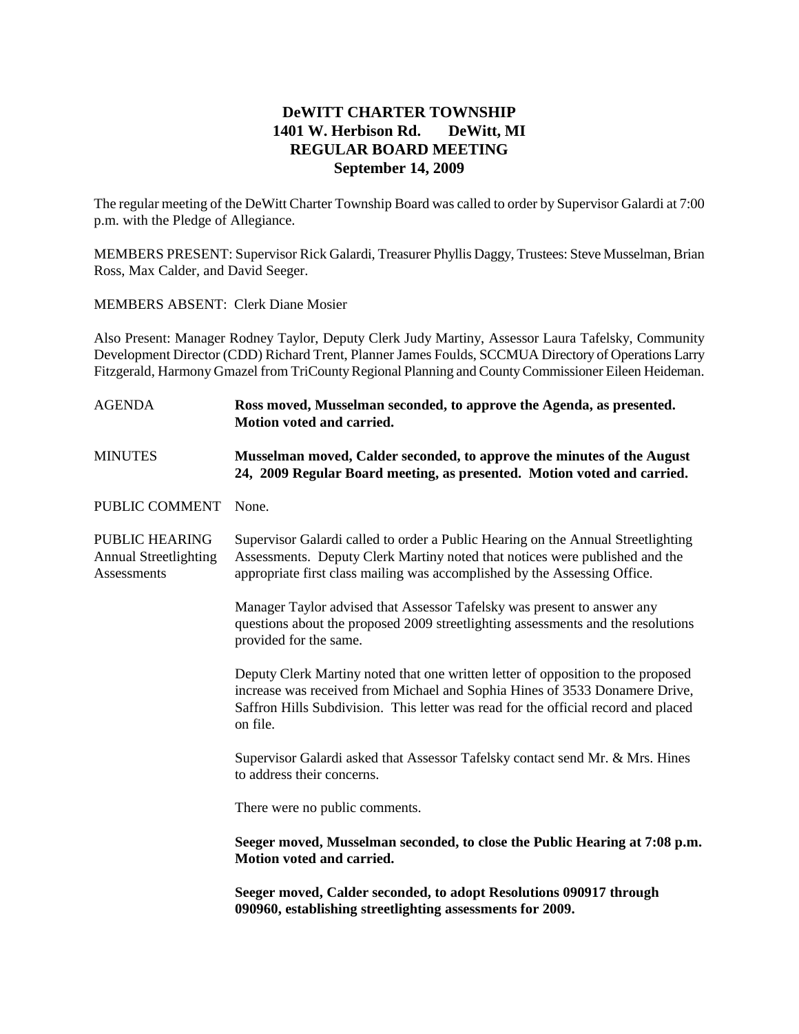# DeWITT CHARTER TOWNSHIP
## 1401 W. Herbison Rd. DeWitt, MI
## REGULAR BOARD MEETING
## September 14, 2009

The regular meeting of the DeWitt Charter Township Board was called to order by Supervisor Galardi at 7:00 p.m. with the Pledge of Allegiance.

MEMBERS PRESENT: Supervisor Rick Galardi, Treasurer Phyllis Daggy, Trustees: Steve Musselman, Brian Ross, Max Calder, and David Seeger.

MEMBERS ABSENT: Clerk Diane Mosier

Also Present: Manager Rodney Taylor, Deputy Clerk Judy Martiny, Assessor Laura Tafelsky, Community Development Director (CDD) Richard Trent, Planner James Foulds, SCCMUA Directory of Operations Larry Fitzgerald, Harmony Gmazel from TriCounty Regional Planning and County Commissioner Eileen Heideman.

AGENDA

**Ross moved, Musselman seconded, to approve the Agenda, as presented. Motion voted and carried.**

MINUTES

**Musselman moved, Calder seconded, to approve the minutes of the August 24, 2009 Regular Board meeting, as presented. Motion voted and carried.**

PUBLIC COMMENT

None.

PUBLIC HEARING
Annual Streetlighting Assessments

Supervisor Galardi called to order a Public Hearing on the Annual Streetlighting Assessments. Deputy Clerk Martiny noted that notices were published and the appropriate first class mailing was accomplished by the Assessing Office.

Manager Taylor advised that Assessor Tafelsky was present to answer any questions about the proposed 2009 streetlighting assessments and the resolutions provided for the same.

Deputy Clerk Martiny noted that one written letter of opposition to the proposed increase was received from Michael and Sophia Hines of 3533 Donamere Drive, Saffron Hills Subdivision. This letter was read for the official record and placed on file.

Supervisor Galardi asked that Assessor Tafelsky contact send Mr. & Mrs. Hines to address their concerns.

There were no public comments.

**Seeger moved, Musselman seconded, to close the Public Hearing at 7:08 p.m. Motion voted and carried.**

**Seeger moved, Calder seconded, to adopt Resolutions 090917 through 090960, establishing streetlighting assessments for 2009.**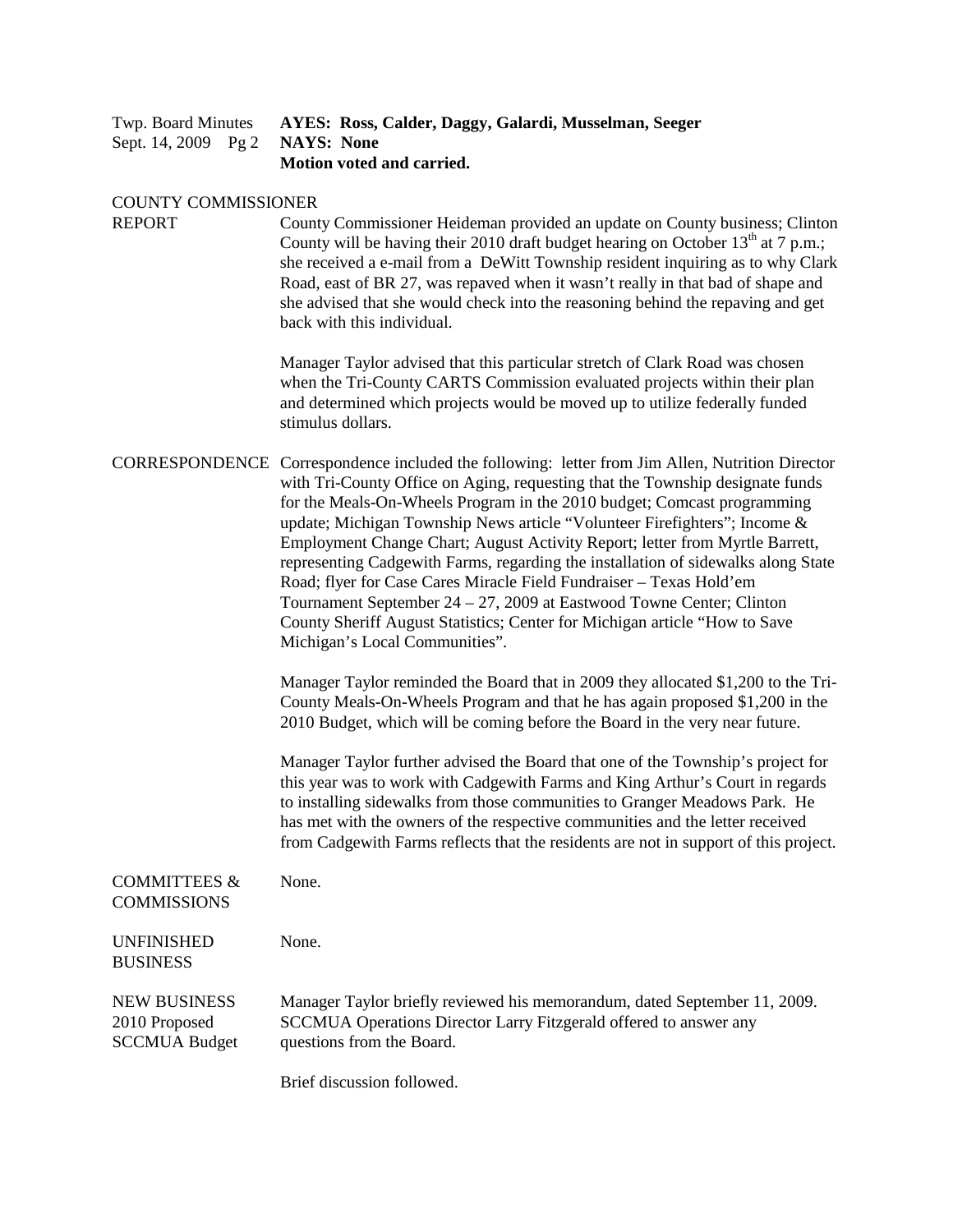**AYES: Ross, Calder, Daggy, Galardi, Musselman, Seeger**
**NAYS: None**
**Motion voted and carried.**

COUNTY COMMISSIONER REPORT

County Commissioner Heideman provided an update on County business; Clinton County will be having their 2010 draft budget hearing on October 13th at 7 p.m.; she received a e-mail from a DeWitt Township resident inquiring as to why Clark Road, east of BR 27, was repaved when it wasn't really in that bad of shape and she advised that she would check into the reasoning behind the repaving and get back with this individual.

Manager Taylor advised that this particular stretch of Clark Road was chosen when the Tri-County CARTS Commission evaluated projects within their plan and determined which projects would be moved up to utilize federally funded stimulus dollars.

CORRESPONDENCE

Correspondence included the following: letter from Jim Allen, Nutrition Director with Tri-County Office on Aging, requesting that the Township designate funds for the Meals-On-Wheels Program in the 2010 budget; Comcast programming update; Michigan Township News article "Volunteer Firefighters"; Income & Employment Change Chart; August Activity Report; letter from Myrtle Barrett, representing Cadgewith Farms, regarding the installation of sidewalks along State Road; flyer for Case Cares Miracle Field Fundraiser – Texas Hold'em Tournament September 24 – 27, 2009 at Eastwood Towne Center; Clinton County Sheriff August Statistics; Center for Michigan article "How to Save Michigan's Local Communities".

Manager Taylor reminded the Board that in 2009 they allocated $1,200 to the Tri-County Meals-On-Wheels Program and that he has again proposed $1,200 in the 2010 Budget, which will be coming before the Board in the very near future.

Manager Taylor further advised the Board that one of the Township's project for this year was to work with Cadgewith Farms and King Arthur's Court in regards to installing sidewalks from those communities to Granger Meadows Park. He has met with the owners of the respective communities and the letter received from Cadgewith Farms reflects that the residents are not in support of this project.

COMMITTEES & COMMISSIONS

None.

UNFINISHED BUSINESS

None.

NEW BUSINESS
2010 Proposed SCCMUA Budget

Manager Taylor briefly reviewed his memorandum, dated September 11, 2009. SCCMUA Operations Director Larry Fitzgerald offered to answer any questions from the Board.

Brief discussion followed.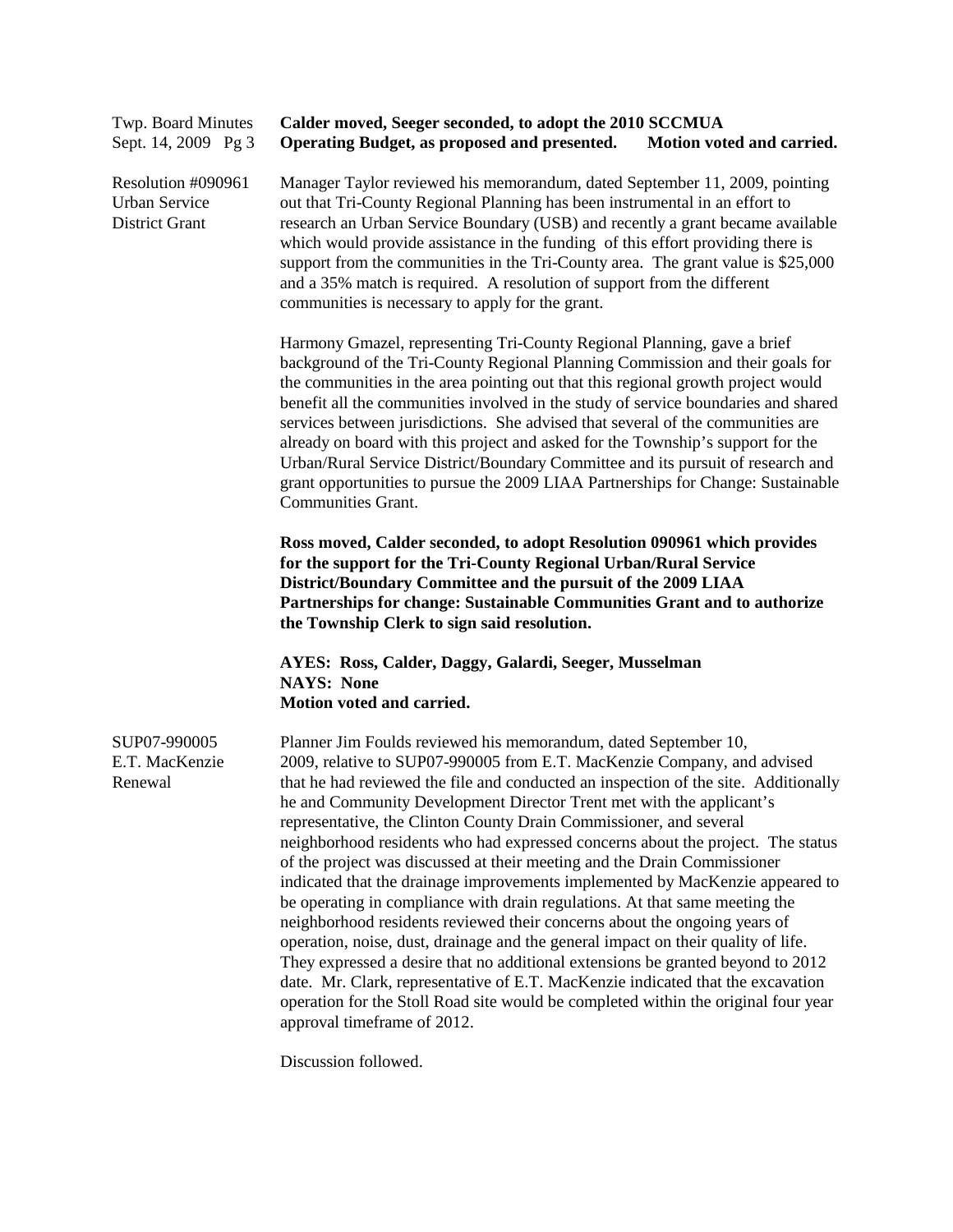**Calder moved, Seeger seconded, to adopt the 2010 SCCMUA Operating Budget, as proposed and presented. Motion voted and carried.**

Resolution #090961
Urban Service
District Grant

Manager Taylor reviewed his memorandum, dated September 11, 2009, pointing out that Tri-County Regional Planning has been instrumental in an effort to research an Urban Service Boundary (USB) and recently a grant became available which would provide assistance in the funding of this effort providing there is support from the communities in the Tri-County area. The grant value is $25,000 and a 35% match is required. A resolution of support from the different communities is necessary to apply for the grant.

Harmony Gmazel, representing Tri-County Regional Planning, gave a brief background of the Tri-County Regional Planning Commission and their goals for the communities in the area pointing out that this regional growth project would benefit all the communities involved in the study of service boundaries and shared services between jurisdictions. She advised that several of the communities are already on board with this project and asked for the Township's support for the Urban/Rural Service District/Boundary Committee and its pursuit of research and grant opportunities to pursue the 2009 LIAA Partnerships for Change: Sustainable Communities Grant.

**Ross moved, Calder seconded, to adopt Resolution 090961 which provides for the support for the Tri-County Regional Urban/Rural Service District/Boundary Committee and the pursuit of the 2009 LIAA Partnerships for change: Sustainable Communities Grant and to authorize the Township Clerk to sign said resolution.**

**AYES: Ross, Calder, Daggy, Galardi, Seeger, Musselman**
**NAYS: None**
**Motion voted and carried.**

SUP07-990005
E.T. MacKenzie
Renewal

Planner Jim Foulds reviewed his memorandum, dated September 10, 2009, relative to SUP07-990005 from E.T. MacKenzie Company, and advised that he had reviewed the file and conducted an inspection of the site. Additionally he and Community Development Director Trent met with the applicant's representative, the Clinton County Drain Commissioner, and several neighborhood residents who had expressed concerns about the project. The status of the project was discussed at their meeting and the Drain Commissioner indicated that the drainage improvements implemented by MacKenzie appeared to be operating in compliance with drain regulations. At that same meeting the neighborhood residents reviewed their concerns about the ongoing years of operation, noise, dust, drainage and the general impact on their quality of life. They expressed a desire that no additional extensions be granted beyond to 2012 date. Mr. Clark, representative of E.T. MacKenzie indicated that the excavation operation for the Stoll Road site would be completed within the original four year approval timeframe of 2012.

Discussion followed.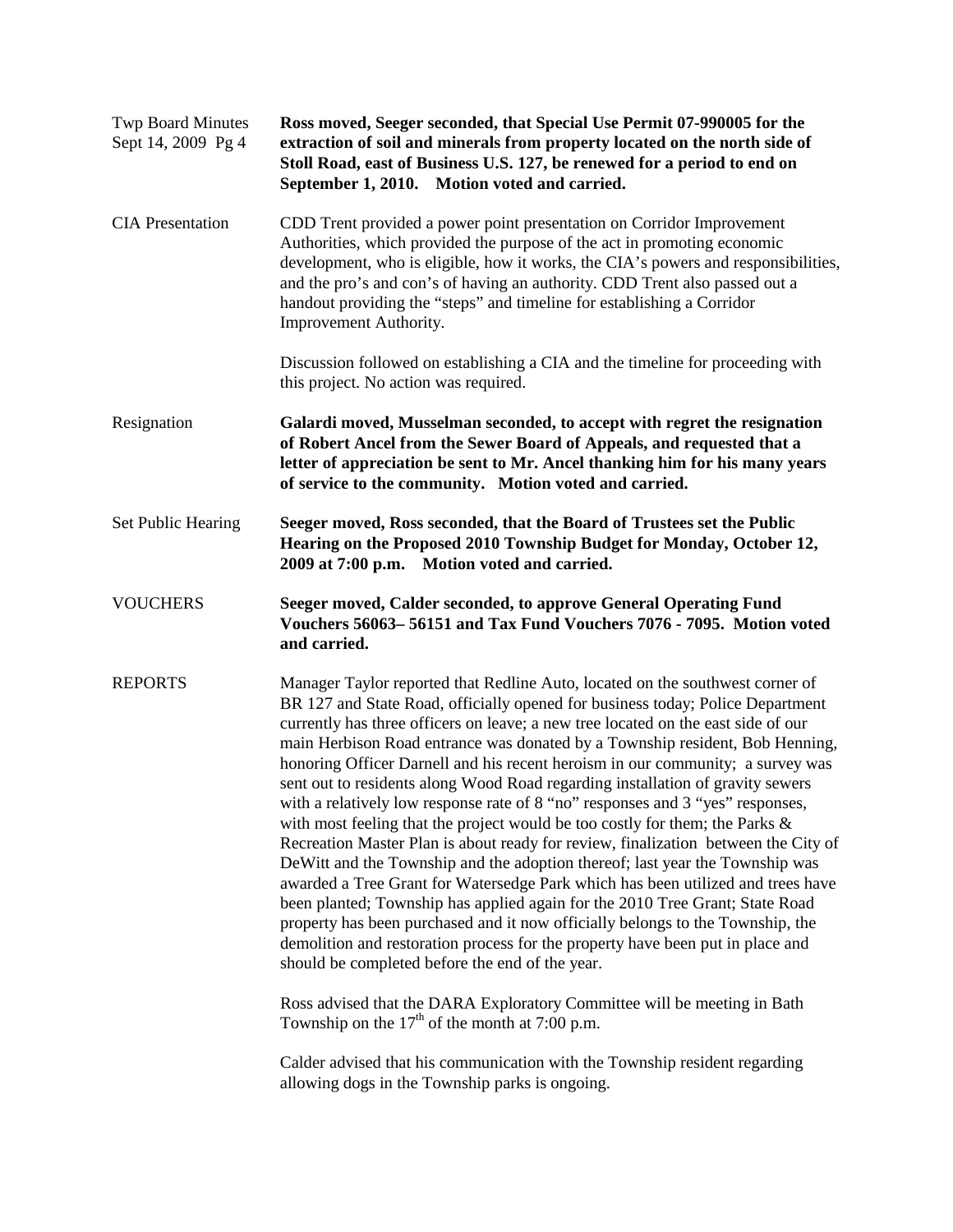**Ross moved, Seeger seconded, that Special Use Permit 07-990005 for the extraction of soil and minerals from property located on the north side of Stoll Road, east of Business U.S. 127, be renewed for a period to end on September 1, 2010. Motion voted and carried.**

CIA Presentation

CDD Trent provided a power point presentation on Corridor Improvement Authorities, which provided the purpose of the act in promoting economic development, who is eligible, how it works, the CIA's powers and responsibilities, and the pro's and con's of having an authority. CDD Trent also passed out a handout providing the "steps" and timeline for establishing a Corridor Improvement Authority.

Discussion followed on establishing a CIA and the timeline for proceeding with this project. No action was required.

Resignation

**Galardi moved, Musselman seconded, to accept with regret the resignation of Robert Ancel from the Sewer Board of Appeals, and requested that a letter of appreciation be sent to Mr. Ancel thanking him for his many years of service to the community. Motion voted and carried.**

Set Public Hearing

**Seeger moved, Ross seconded, that the Board of Trustees set the Public Hearing on the Proposed 2010 Township Budget for Monday, October 12, 2009 at 7:00 p.m. Motion voted and carried.**

VOUCHERS

**Seeger moved, Calder seconded, to approve General Operating Fund Vouchers 56063– 56151 and Tax Fund Vouchers 7076 - 7095. Motion voted and carried.**

REPORTS

Manager Taylor reported that Redline Auto, located on the southwest corner of BR 127 and State Road, officially opened for business today; Police Department currently has three officers on leave; a new tree located on the east side of our main Herbison Road entrance was donated by a Township resident, Bob Henning, honoring Officer Darnell and his recent heroism in our community; a survey was sent out to residents along Wood Road regarding installation of gravity sewers with a relatively low response rate of 8 "no" responses and 3 "yes" responses, with most feeling that the project would be too costly for them; the Parks & Recreation Master Plan is about ready for review, finalization between the City of DeWitt and the Township and the adoption thereof; last year the Township was awarded a Tree Grant for Watersedge Park which has been utilized and trees have been planted; Township has applied again for the 2010 Tree Grant; State Road property has been purchased and it now officially belongs to the Township, the demolition and restoration process for the property have been put in place and should be completed before the end of the year.

Ross advised that the DARA Exploratory Committee will be meeting in Bath Township on the 17th of the month at 7:00 p.m.

Calder advised that his communication with the Township resident regarding allowing dogs in the Township parks is ongoing.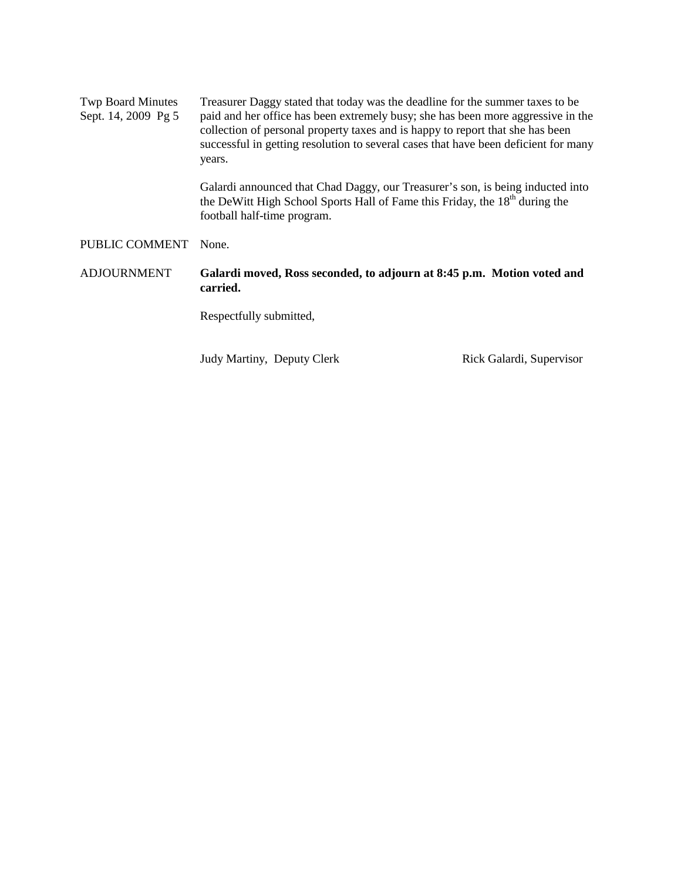Treasurer Daggy stated that today was the deadline for the summer taxes to be paid and her office has been extremely busy; she has been more aggressive in the collection of personal property taxes and is happy to report that she has been successful in getting resolution to several cases that have been deficient for many years.

Galardi announced that Chad Daggy, our Treasurer's son, is being inducted into the DeWitt High School Sports Hall of Fame this Friday, the 18th during the football half-time program.

PUBLIC COMMENT None.

ADJOURNMENT **Galardi moved, Ross seconded, to adjourn at 8:45 p.m. Motion voted and carried.**

Respectfully submitted,

Judy Martiny, Deputy Clerk

Rick Galardi, Supervisor